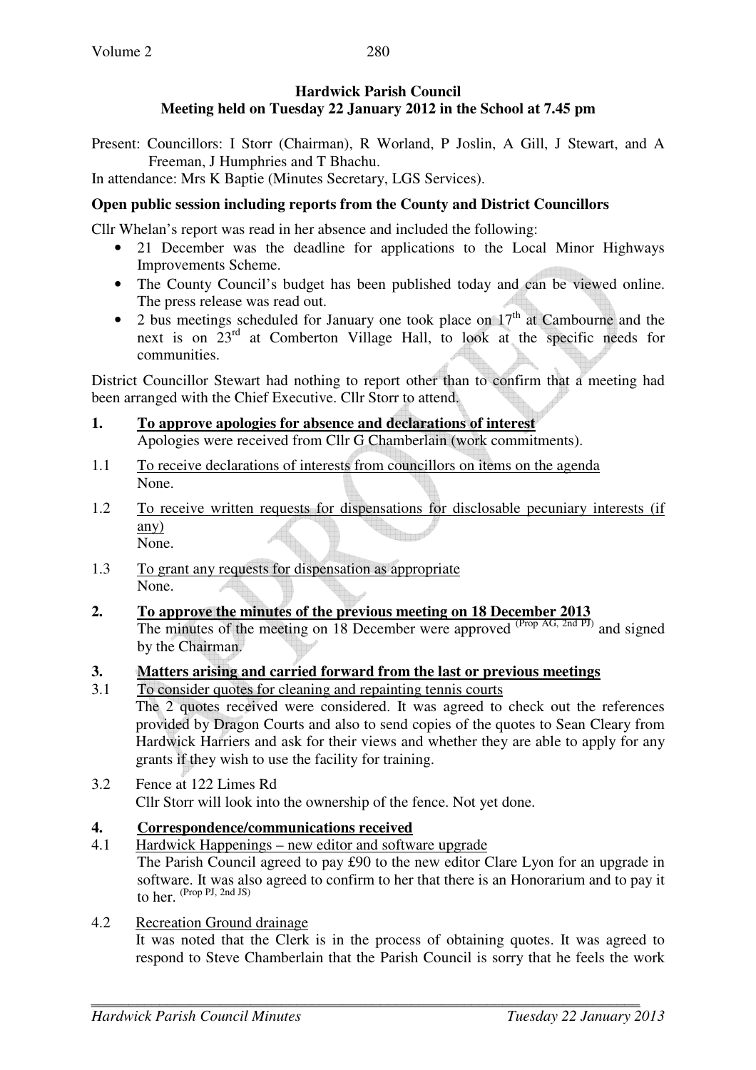**Hardwick Parish Council**
**Meeting held on Tuesday 22 January 2012 in the School at 7.45 pm**

Present: Councillors: I Storr (Chairman), R Worland, P Joslin, A Gill, J Stewart, and A Freeman, J Humphries and T Bhachu.

In attendance: Mrs K Baptie (Minutes Secretary, LGS Services).

**Open public session including reports from the County and District Councillors**

Cllr Whelan's report was read in her absence and included the following:

- 21 December was the deadline for applications to the Local Minor Highways Improvements Scheme.
- The County Council's budget has been published today and can be viewed online. The press release was read out.
- 2 bus meetings scheduled for January one took place on 17th at Cambourne and the next is on 23rd at Comberton Village Hall, to look at the specific needs for communities.

District Councillor Stewart had nothing to report other than to confirm that a meeting had been arranged with the Chief Executive. Cllr Storr to attend.

**1. To approve apologies for absence and declarations of interest**

Apologies were received from Cllr G Chamberlain (work commitments).

1.1 To receive declarations of interests from councillors on items on the agenda
None.

1.2 To receive written requests for dispensations for disclosable pecuniary interests (if any)
None.

1.3 To grant any requests for dispensation as appropriate
None.

**2. To approve the minutes of the previous meeting on 18 December 2013**

The minutes of the meeting on 18 December were approved (Prop AG, 2nd PJ) and signed by the Chairman.

**3. Matters arising and carried forward from the last or previous meetings**

3.1 To consider quotes for cleaning and repainting tennis courts

The 2 quotes received were considered. It was agreed to check out the references provided by Dragon Courts and also to send copies of the quotes to Sean Cleary from Hardwick Harriers and ask for their views and whether they are able to apply for any grants if they wish to use the facility for training.

3.2 Fence at 122 Limes Rd

Cllr Storr will look into the ownership of the fence. Not yet done.

**4. Correspondence/communications received**

4.1 Hardwick Happenings – new editor and software upgrade

The Parish Council agreed to pay £90 to the new editor Clare Lyon for an upgrade in software. It was also agreed to confirm to her that there is an Honorarium and to pay it to her. (Prop PJ, 2nd JS)

4.2 Recreation Ground drainage

It was noted that the Clerk is in the process of obtaining quotes. It was agreed to respond to Steve Chamberlain that the Parish Council is sorry that he feels the work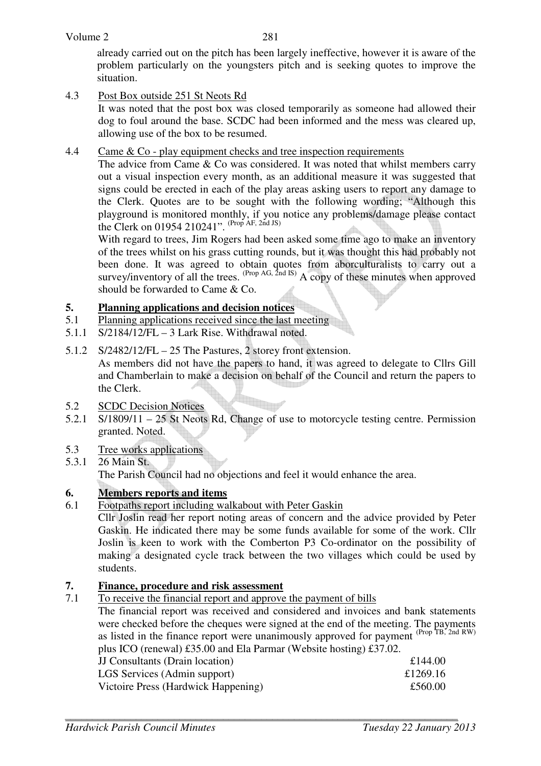already carried out on the pitch has been largely ineffective, however it is aware of the problem particularly on the youngsters pitch and is seeking quotes to improve the situation.

4.3 Post Box outside 251 St Neots Rd

It was noted that the post box was closed temporarily as someone had allowed their dog to foul around the base. SCDC had been informed and the mess was cleared up, allowing use of the box to be resumed.

4.4 Came & Co - play equipment checks and tree inspection requirements

The advice from Came & Co was considered. It was noted that whilst members carry out a visual inspection every month, as an additional measure it was suggested that signs could be erected in each of the play areas asking users to report any damage to the Clerk. Quotes are to be sought with the following wording; "Although this playground is monitored monthly, if you notice any problems/damage please contact the Clerk on 01954 210241". (Prop AF, 2nd JS)

With regard to trees, Jim Rogers had been asked some time ago to make an inventory of the trees whilst on his grass cutting rounds, but it was thought this had probably not been done. It was agreed to obtain quotes from aborculturalists to carry out a survey/inventory of all the trees. (Prop AG, 2nd IS) A copy of these minutes when approved should be forwarded to Came & Co.

## 5. Planning applications and decision notices

5.1 Planning applications received since the last meeting

5.1.1 S/2184/12/FL – 3 Lark Rise. Withdrawal noted.

5.1.2 S/2482/12/FL – 25 The Pastures, 2 storey front extension.

As members did not have the papers to hand, it was agreed to delegate to Cllrs Gill and Chamberlain to make a decision on behalf of the Council and return the papers to the Clerk.

5.2 SCDC Decision Notices

5.2.1 S/1809/11 – 25 St Neots Rd, Change of use to motorcycle testing centre. Permission granted. Noted.

5.3 Tree works applications

5.3.1 26 Main St.

The Parish Council had no objections and feel it would enhance the area.

## 6. Members reports and items

6.1 Footpaths report including walkabout with Peter Gaskin

Cllr Joslin read her report noting areas of concern and the advice provided by Peter Gaskin. He indicated there may be some funds available for some of the work. Cllr Joslin is keen to work with the Comberton P3 Co-ordinator on the possibility of making a designated cycle track between the two villages which could be used by students.

## 7. Finance, procedure and risk assessment

7.1 To receive the financial report and approve the payment of bills

The financial report was received and considered and invoices and bank statements were checked before the cheques were signed at the end of the meeting. The payments as listed in the finance report were unanimously approved for payment (Prop TB, 2nd RW) plus ICO (renewal) £35.00 and Ela Parmar (Website hosting) £37.02.

| | |
|---|---|
| JJ Consultants (Drain location) | £144.00 |
| LGS Services (Admin support) | £1269.16 |
| Victoire Press (Hardwick Happening) | £560.00 |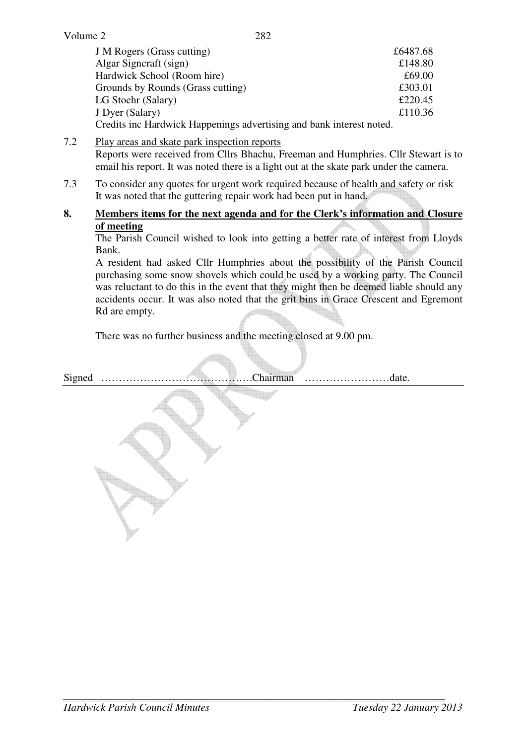| | |
|---|---|
| J M Rogers (Grass cutting) | £6487.68 |
| Algar Signcraft (sign) | £148.80 |
| Hardwick School (Room hire) | £69.00 |
| Grounds by Rounds (Grass cutting) | £303.01 |
| LG Stoehr (Salary) | £220.45 |
| J Dyer (Salary) | £110.36 |

Credits inc Hardwick Happenings advertising and bank interest noted.

7.2 Play areas and skate park inspection reports

Reports were received from Cllrs Bhachu, Freeman and Humphries. Cllr Stewart is to email his report. It was noted there is a light out at the skate park under the camera.

7.3 To consider any quotes for urgent work required because of health and safety or risk

It was noted that the guttering repair work had been put in hand.

**8. Members items for the next agenda and for the Clerk's information and Closure of meeting**

The Parish Council wished to look into getting a better rate of interest from Lloyds Bank.

A resident had asked Cllr Humphries about the possibility of the Parish Council purchasing some snow shovels which could be used by a working party. The Council was reluctant to do this in the event that they might then be deemed liable should any accidents occur. It was also noted that the grit bins in Grace Crescent and Egremont Rd are empty.

There was no further business and the meeting closed at 9.00 pm.

Signed …………………………………….Chairman ……………………date.